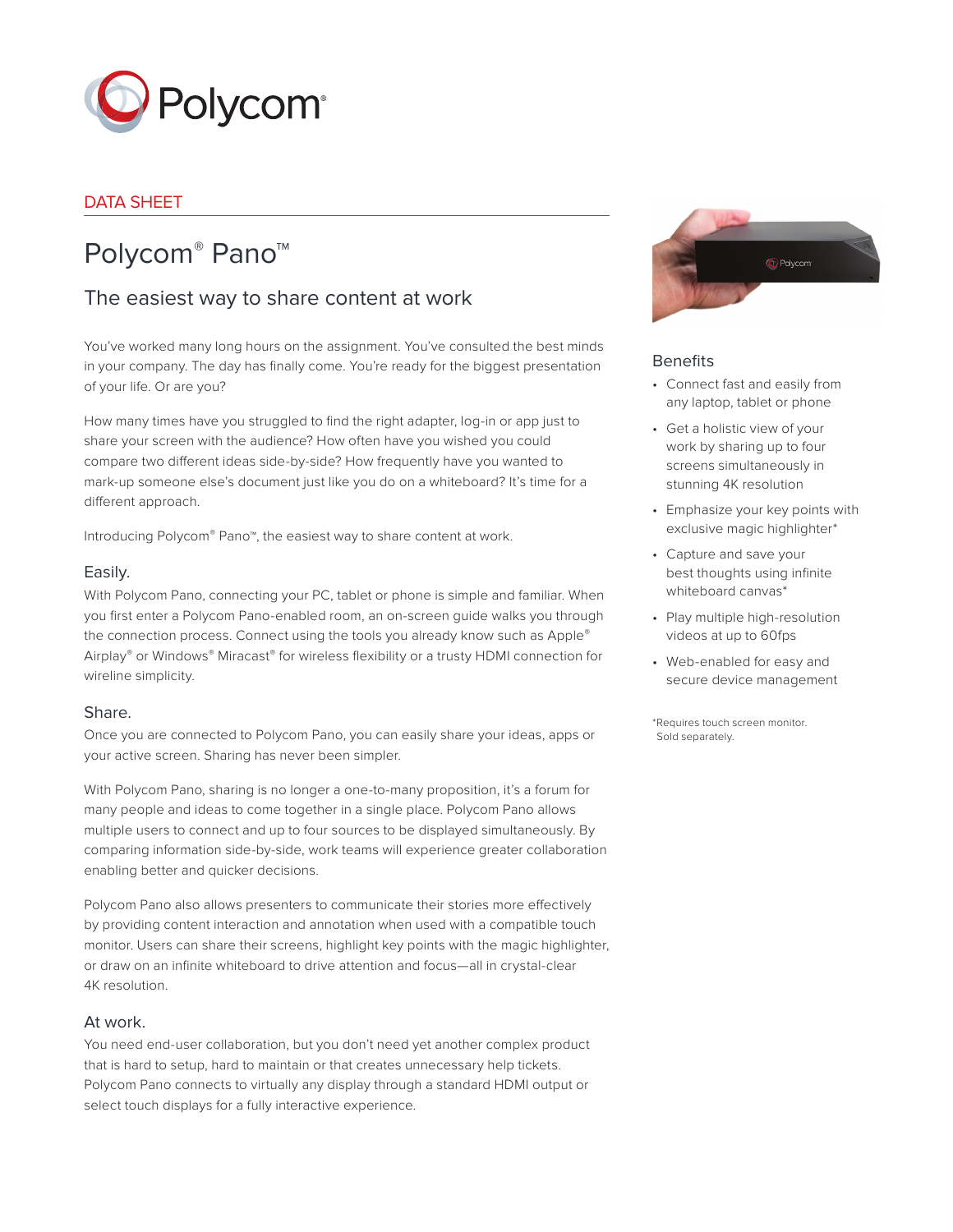DATA SHEET

# Polycom® Pano™

## The easiest way to share content at work

You've worked many long hours on the assignment. You've consulted the best minds in your company. The day has finally come. You're ready for the biggest presentation of your life. Or are you?

How many times have you struggled to find the right adapter, log-in or app just to share your screen with the audience? How often have you wished you could compare two different ideas side-by-side? How frequently have you wanted to mark-up someone else's document just like you do on a whiteboard? It's time for a different approach.

Introducing Polycom® Pano™, the easiest way to share content at work.

### Easily.

With Polycom Pano, connecting your PC, tablet or phone is simple and familiar. When you first enter a Polycom Pano-enabled room, an on-screen guide walks you through the connection process. Connect using the tools you already know such as Apple® Airplay® or Windows® Miracast® for wireless flexibility or a trusty HDMI connection for wireline simplicity.

### Share.

Once you are connected to Polycom Pano, you can easily share your ideas, apps or your active screen. Sharing has never been simpler.

With Polycom Pano, sharing is no longer a one-to-many proposition, it's a forum for many people and ideas to come together in a single place. Polycom Pano allows multiple users to connect and up to four sources to be displayed simultaneously. By comparing information side-by-side, work teams will experience greater collaboration enabling better and quicker decisions.

Polycom Pano also allows presenters to communicate their stories more effectively by providing content interaction and annotation when used with a compatible touch monitor. Users can share their screens, highlight key points with the magic highlighter, or draw on an infinite whiteboard to drive attention and focus—all in crystal-clear 4K resolution.

### At work.

You need end-user collaboration, but you don't need yet another complex product that is hard to setup, hard to maintain or that creates unnecessary help tickets. Polycom Pano connects to virtually any display through a standard HDMI output or select touch displays for a fully interactive experience.

### Benefits

- Connect fast and easily from any laptop, tablet or phone
- Get a holistic view of your work by sharing up to four screens simultaneously in stunning 4K resolution
- Emphasize your key points with exclusive magic highlighter*
- Capture and save your best thoughts using infinite whiteboard canvas*
- Play multiple high-resolution videos at up to 60fps
- Web-enabled for easy and secure device management

*Requires touch screen monitor. Sold separately.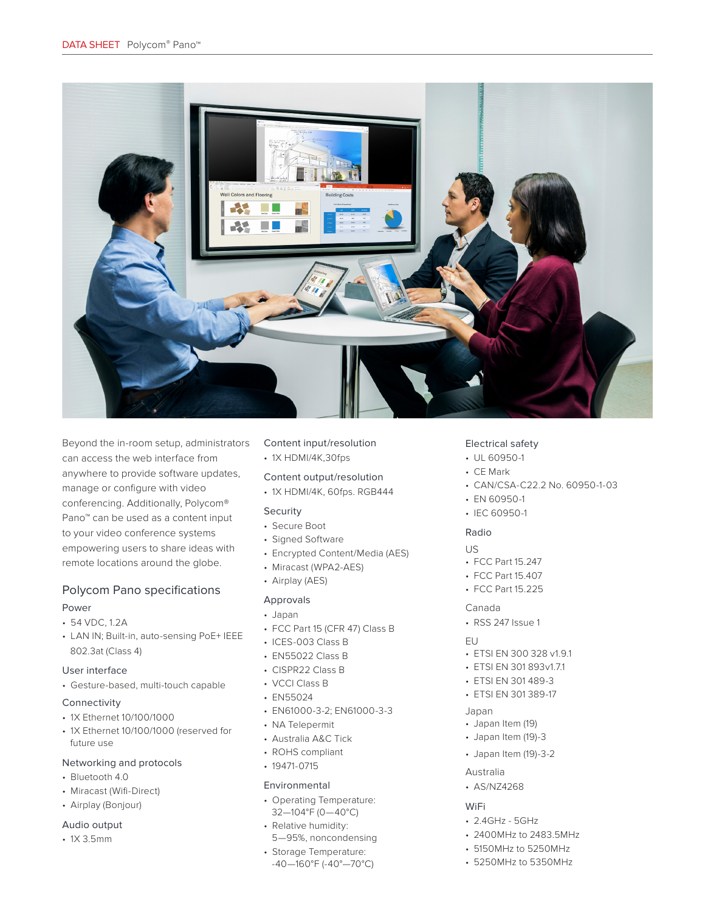Beyond the in-room setup, administrators can access the web interface from anywhere to provide software updates, manage or configure with video conferencing. Additionally, Polycom® Pano™ can be used as a content input to your video conference systems empowering users to share ideas with remote locations around the globe.

## Polycom Pano specifications

### Power

- 54 VDC, 1.2A
- LAN IN; Built-in, auto-sensing PoE+ IEEE 802.3at (Class 4)

### User interface

- Gesture-based, multi-touch capable

### Connectivity

- 1X Ethernet 10/100/1000
- 1X Ethernet 10/100/1000 (reserved for future use

### Networking and protocols

- Bluetooth 4.0
- Miracast (Wifi-Direct)
- Airplay (Bonjour)

### Audio output

- 1X 3.5mm

### Content input/resolution

- 1X HDMI/4K,30fps

### Content output/resolution

- 1X HDMI/4K, 60fps. RGB444

### Security

- Secure Boot
- Signed Software
- Encrypted Content/Media (AES)
- Miracast (WPA2-AES)
- Airplay (AES)

### Approvals

- Japan
- FCC Part 15 (CFR 47) Class B
- ICES-003 Class B
- EN55022 Class B
- CISPR22 Class B
- VCCI Class B
- EN55024
- EN61000-3-2; EN61000-3-3
- NA Telepermit
- Australia A&C Tick
- ROHS compliant
- 19471-0715

### Environmental

- Operating Temperature: 32—104°F (0—40°C)
- Relative humidity: 5—95%, noncondensing
- Storage Temperature: -40—160°F (-40°—70°C)

### Electrical safety

- UL 60950-1
- CE Mark
- CAN/CSA-C22.2 No. 60950-1-03
- EN 60950-1
- IEC 60950-1

### Radio

US

- FCC Part 15.247
- FCC Part 15.407
- FCC Part 15.225

Canada

- RSS 247 Issue 1

EU

- ETSI EN 300 328 v1.9.1
- ETSI EN 301 893v1.7.1
- ETSI EN 301 489-3
- ETSI EN 301 389-17

Japan

- Japan Item (19)
- Japan Item (19)-3
- Japan Item (19)-3-2

Australia

- AS/NZ4268

### WiFi

- 2.4GHz - 5GHz
- 2400MHz to 2483.5MHz
- 5150MHz to 5250MHz
- 5250MHz to 5350MHz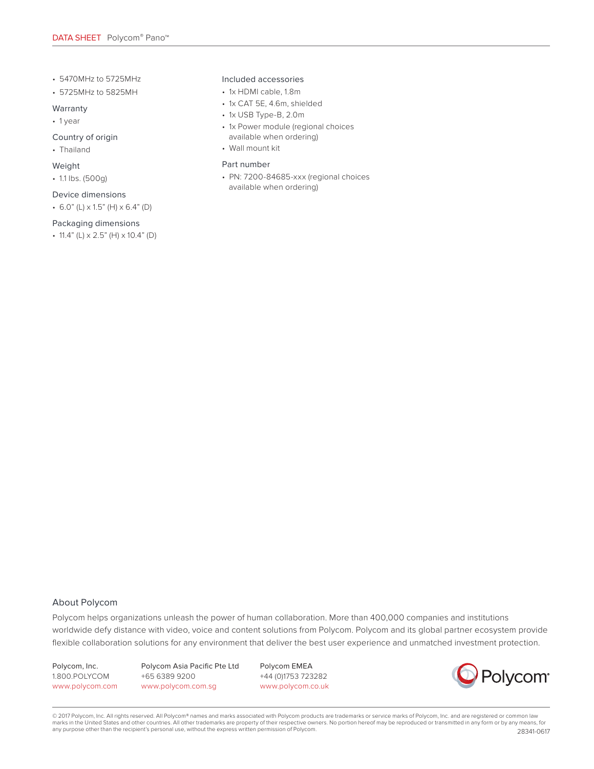- 5470MHz to 5725MHz
- 5725MHz to 5825MH

### Warranty

- 1 year

### Country of origin

- Thailand

### Weight

- 1.1 lbs. (500g)

### Device dimensions

- 6.0" (L) x 1.5" (H) x 6.4" (D)

### Packaging dimensions

- 11.4" (L) x 2.5" (H) x 10.4" (D)

### Included accessories

- 1x HDMI cable, 1.8m
- 1x CAT 5E, 4.6m, shielded
- 1x USB Type-B, 2.0m
- 1x Power module (regional choices available when ordering)
- Wall mount kit

### Part number

- PN: 7200-84685-xxx (regional choices available when ordering)

## About Polycom

Polycom helps organizations unleash the power of human collaboration. More than 400,000 companies and institutions worldwide defy distance with video, voice and content solutions from Polycom. Polycom and its global partner ecosystem provide flexible collaboration solutions for any environment that deliver the best user experience and unmatched investment protection.

Polycom, Inc.
1.800.POLYCOM
www.polycom.com

Polycom Asia Pacific Pte Ltd
+65 6389 9200
www.polycom.com.sg

Polycom EMEA
+44 (0)1753 723282
www.polycom.co.uk

Polycom®

© 2017 Polycom, Inc. All rights reserved. All Polycom® names and marks associated with Polycom products are trademarks or service marks of Polycom, Inc. and are registered or common law marks in the United States and other countries. All other trademarks are property of their respective owners. No portion hereof may be reproduced or transmitted in any form or by any means, for any purpose other than the recipient's personal use, without the express written permission of Polycom.

28341-0617